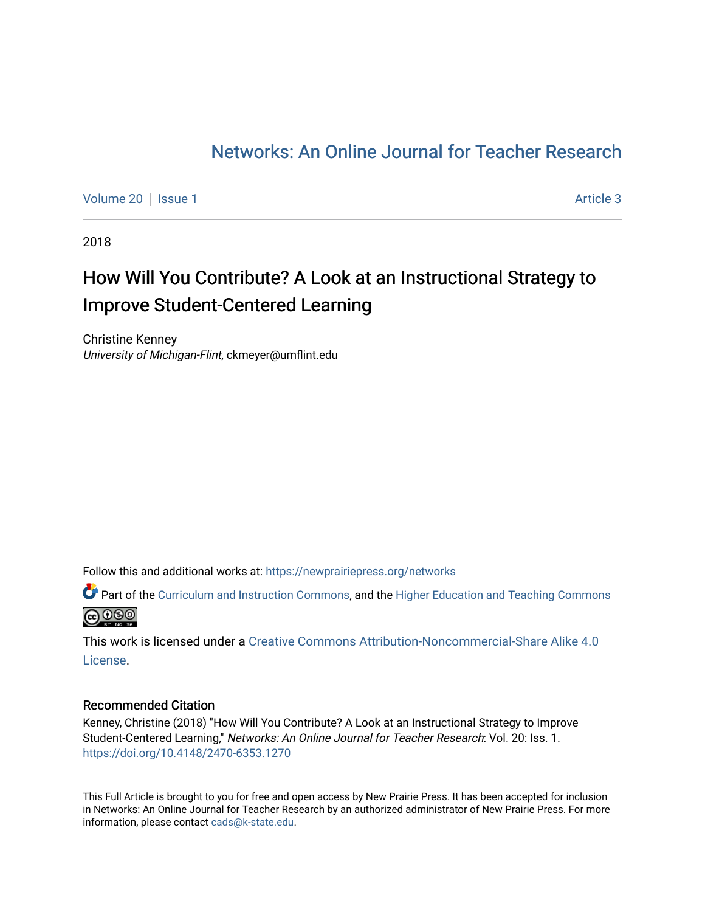# Networks: An Online Journal for Teacher Research

Volume 20 | Issue 1 Article 3

2018

## How Will You Contribute? A Look at an Instructional Strategy to Improve Student-Centered Learning

Christine Kenney
*University of Michigan-Flint*, ckmeyer@umflint.edu

Follow this and additional works at: https://newprairiepress.org/networks

Part of the Curriculum and Instruction Commons, and the Higher Education and Teaching Commons

This work is licensed under a Creative Commons Attribution-Noncommercial-Share Alike 4.0 License.

### Recommended Citation

Kenney, Christine (2018) "How Will You Contribute? A Look at an Instructional Strategy to Improve Student-Centered Learning," *Networks: An Online Journal for Teacher Research*: Vol. 20: Iss. 1. https://doi.org/10.4148/2470-6353.1270

This Full Article is brought to you for free and open access by New Prairie Press. It has been accepted for inclusion in Networks: An Online Journal for Teacher Research by an authorized administrator of New Prairie Press. For more information, please contact cads@k-state.edu.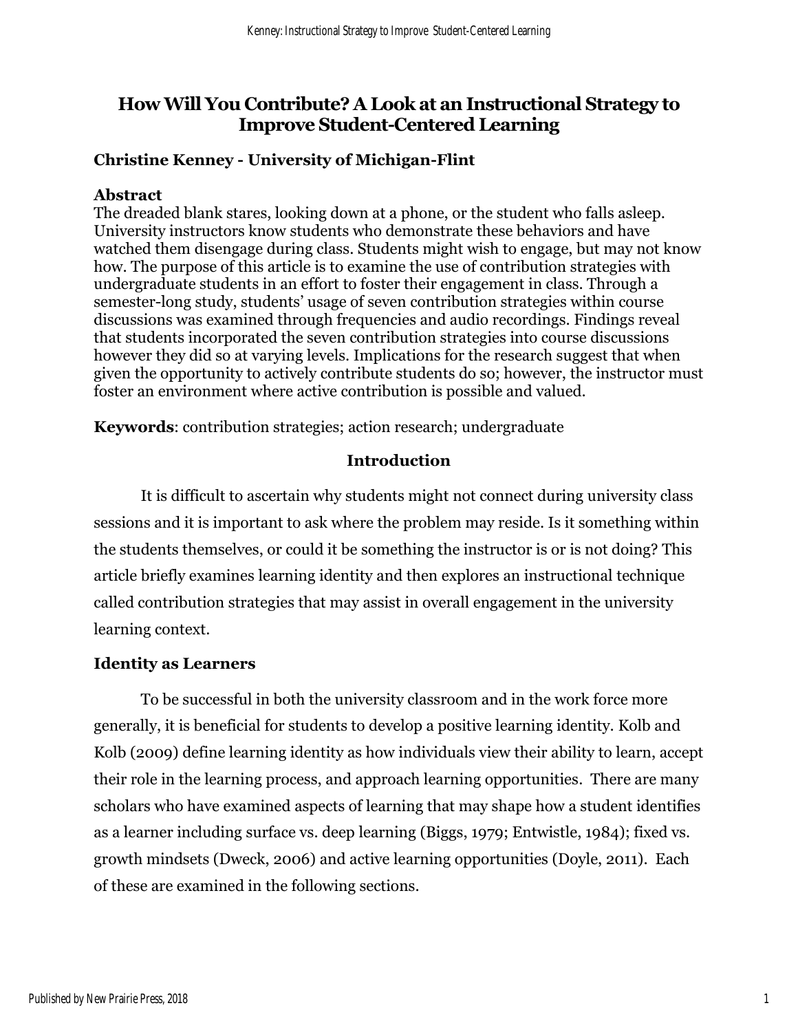# How Will You Contribute? A Look at an Instructional Strategy to Improve Student-Centered Learning

**Christine Kenney - University of Michigan-Flint**

## Abstract

The dreaded blank stares, looking down at a phone, or the student who falls asleep. University instructors know students who demonstrate these behaviors and have watched them disengage during class. Students might wish to engage, but may not know how. The purpose of this article is to examine the use of contribution strategies with undergraduate students in an effort to foster their engagement in class. Through a semester-long study, students' usage of seven contribution strategies within course discussions was examined through frequencies and audio recordings. Findings reveal that students incorporated the seven contribution strategies into course discussions however they did so at varying levels. Implications for the research suggest that when given the opportunity to actively contribute students do so; however, the instructor must foster an environment where active contribution is possible and valued.

**Keywords**: contribution strategies; action research; undergraduate

## Introduction

It is difficult to ascertain why students might not connect during university class sessions and it is important to ask where the problem may reside. Is it something within the students themselves, or could it be something the instructor is or is not doing? This article briefly examines learning identity and then explores an instructional technique called contribution strategies that may assist in overall engagement in the university learning context.

### Identity as Learners

To be successful in both the university classroom and in the work force more generally, it is beneficial for students to develop a positive learning identity. Kolb and Kolb (2009) define learning identity as how individuals view their ability to learn, accept their role in the learning process, and approach learning opportunities. There are many scholars who have examined aspects of learning that may shape how a student identifies as a learner including surface vs. deep learning (Biggs, 1979; Entwistle, 1984); fixed vs. growth mindsets (Dweck, 2006) and active learning opportunities (Doyle, 2011). Each of these are examined in the following sections.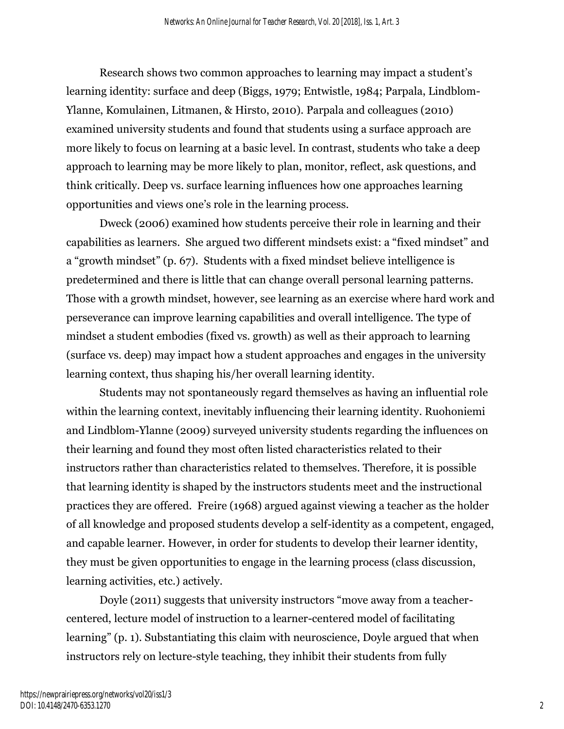Research shows two common approaches to learning may impact a student's learning identity: surface and deep (Biggs, 1979; Entwistle, 1984; Parpala, Lindblom-Ylanne, Komulainen, Litmanen, & Hirsto, 2010). Parpala and colleagues (2010) examined university students and found that students using a surface approach are more likely to focus on learning at a basic level. In contrast, students who take a deep approach to learning may be more likely to plan, monitor, reflect, ask questions, and think critically. Deep vs. surface learning influences how one approaches learning opportunities and views one's role in the learning process.

Dweck (2006) examined how students perceive their role in learning and their capabilities as learners. She argued two different mindsets exist: a "fixed mindset" and a "growth mindset" (p. 67). Students with a fixed mindset believe intelligence is predetermined and there is little that can change overall personal learning patterns. Those with a growth mindset, however, see learning as an exercise where hard work and perseverance can improve learning capabilities and overall intelligence. The type of mindset a student embodies (fixed vs. growth) as well as their approach to learning (surface vs. deep) may impact how a student approaches and engages in the university learning context, thus shaping his/her overall learning identity.

Students may not spontaneously regard themselves as having an influential role within the learning context, inevitably influencing their learning identity. Ruohoniemi and Lindblom-Ylanne (2009) surveyed university students regarding the influences on their learning and found they most often listed characteristics related to their instructors rather than characteristics related to themselves. Therefore, it is possible that learning identity is shaped by the instructors students meet and the instructional practices they are offered. Freire (1968) argued against viewing a teacher as the holder of all knowledge and proposed students develop a self-identity as a competent, engaged, and capable learner. However, in order for students to develop their learner identity, they must be given opportunities to engage in the learning process (class discussion, learning activities, etc.) actively.

Doyle (2011) suggests that university instructors "move away from a teacher-centered, lecture model of instruction to a learner-centered model of facilitating learning" (p. 1). Substantiating this claim with neuroscience, Doyle argued that when instructors rely on lecture-style teaching, they inhibit their students from fully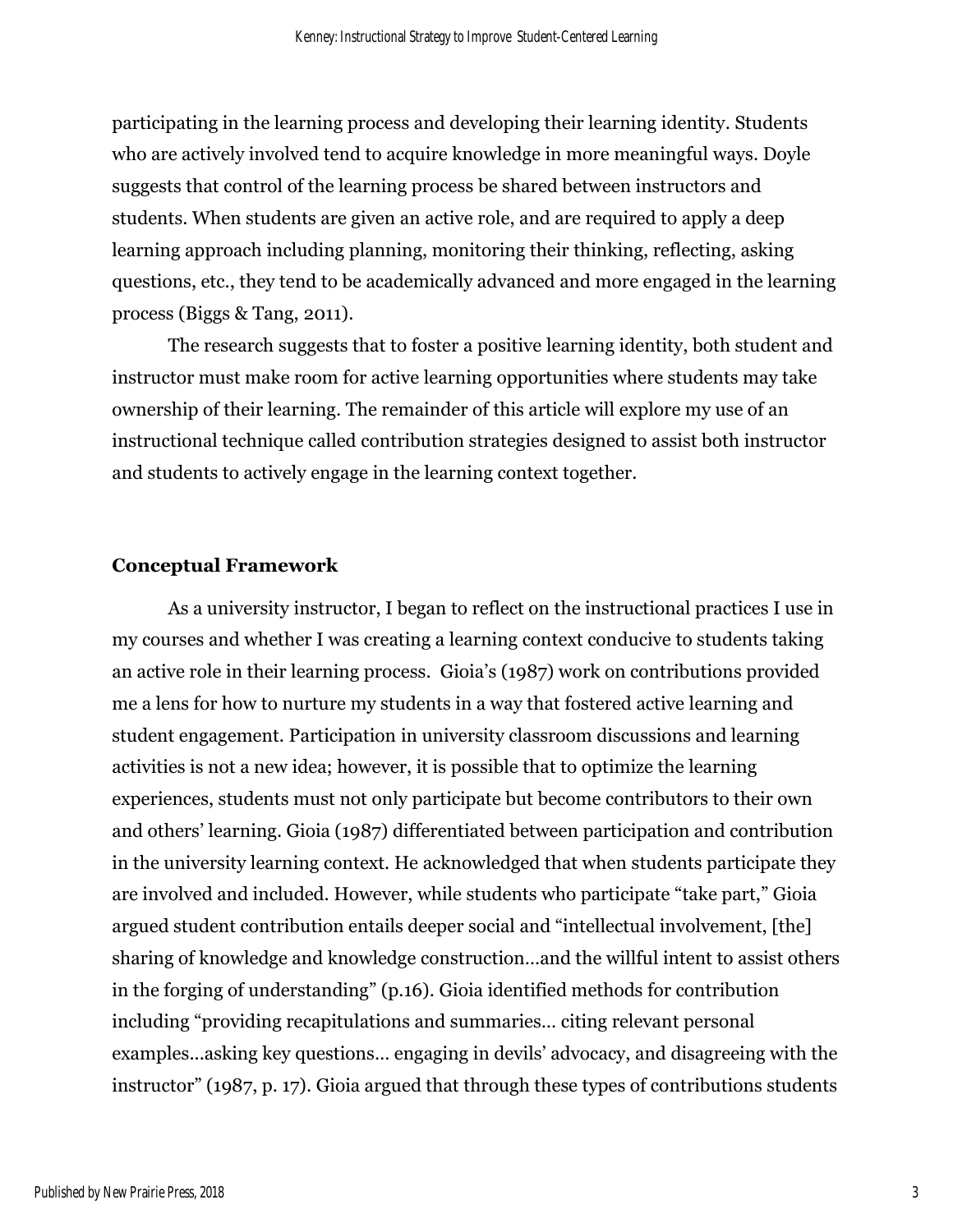participating in the learning process and developing their learning identity. Students who are actively involved tend to acquire knowledge in more meaningful ways. Doyle suggests that control of the learning process be shared between instructors and students. When students are given an active role, and are required to apply a deep learning approach including planning, monitoring their thinking, reflecting, asking questions, etc., they tend to be academically advanced and more engaged in the learning process (Biggs & Tang, 2011).

The research suggests that to foster a positive learning identity, both student and instructor must make room for active learning opportunities where students may take ownership of their learning. The remainder of this article will explore my use of an instructional technique called contribution strategies designed to assist both instructor and students to actively engage in the learning context together.

## Conceptual Framework

As a university instructor, I began to reflect on the instructional practices I use in my courses and whether I was creating a learning context conducive to students taking an active role in their learning process. Gioia's (1987) work on contributions provided me a lens for how to nurture my students in a way that fostered active learning and student engagement. Participation in university classroom discussions and learning activities is not a new idea; however, it is possible that to optimize the learning experiences, students must not only participate but become contributors to their own and others' learning. Gioia (1987) differentiated between participation and contribution in the university learning context. He acknowledged that when students participate they are involved and included. However, while students who participate "take part," Gioia argued student contribution entails deeper social and "intellectual involvement, [the] sharing of knowledge and knowledge construction…and the willful intent to assist others in the forging of understanding" (p.16). Gioia identified methods for contribution including "providing recapitulations and summaries… citing relevant personal examples…asking key questions… engaging in devils' advocacy, and disagreeing with the instructor" (1987, p. 17). Gioia argued that through these types of contributions students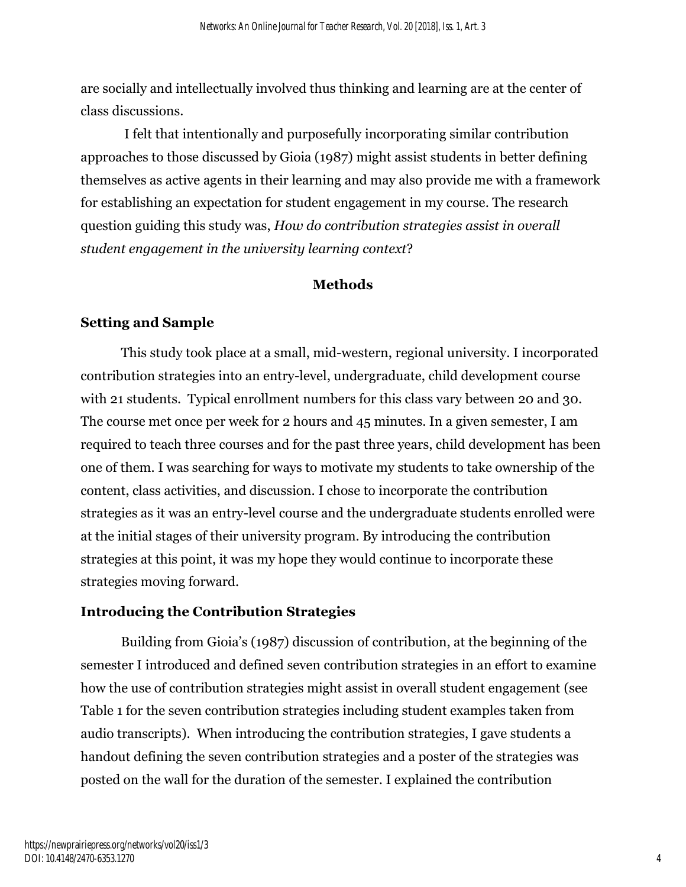are socially and intellectually involved thus thinking and learning are at the center of class discussions.

I felt that intentionally and purposefully incorporating similar contribution approaches to those discussed by Gioia (1987) might assist students in better defining themselves as active agents in their learning and may also provide me with a framework for establishing an expectation for student engagement in my course. The research question guiding this study was, *How do contribution strategies assist in overall student engagement in the university learning context*?

## Methods

### Setting and Sample

This study took place at a small, mid-western, regional university. I incorporated contribution strategies into an entry-level, undergraduate, child development course with 21 students. Typical enrollment numbers for this class vary between 20 and 30. The course met once per week for 2 hours and 45 minutes. In a given semester, I am required to teach three courses and for the past three years, child development has been one of them. I was searching for ways to motivate my students to take ownership of the content, class activities, and discussion. I chose to incorporate the contribution strategies as it was an entry-level course and the undergraduate students enrolled were at the initial stages of their university program. By introducing the contribution strategies at this point, it was my hope they would continue to incorporate these strategies moving forward.

### Introducing the Contribution Strategies

Building from Gioia's (1987) discussion of contribution, at the beginning of the semester I introduced and defined seven contribution strategies in an effort to examine how the use of contribution strategies might assist in overall student engagement (see Table 1 for the seven contribution strategies including student examples taken from audio transcripts). When introducing the contribution strategies, I gave students a handout defining the seven contribution strategies and a poster of the strategies was posted on the wall for the duration of the semester. I explained the contribution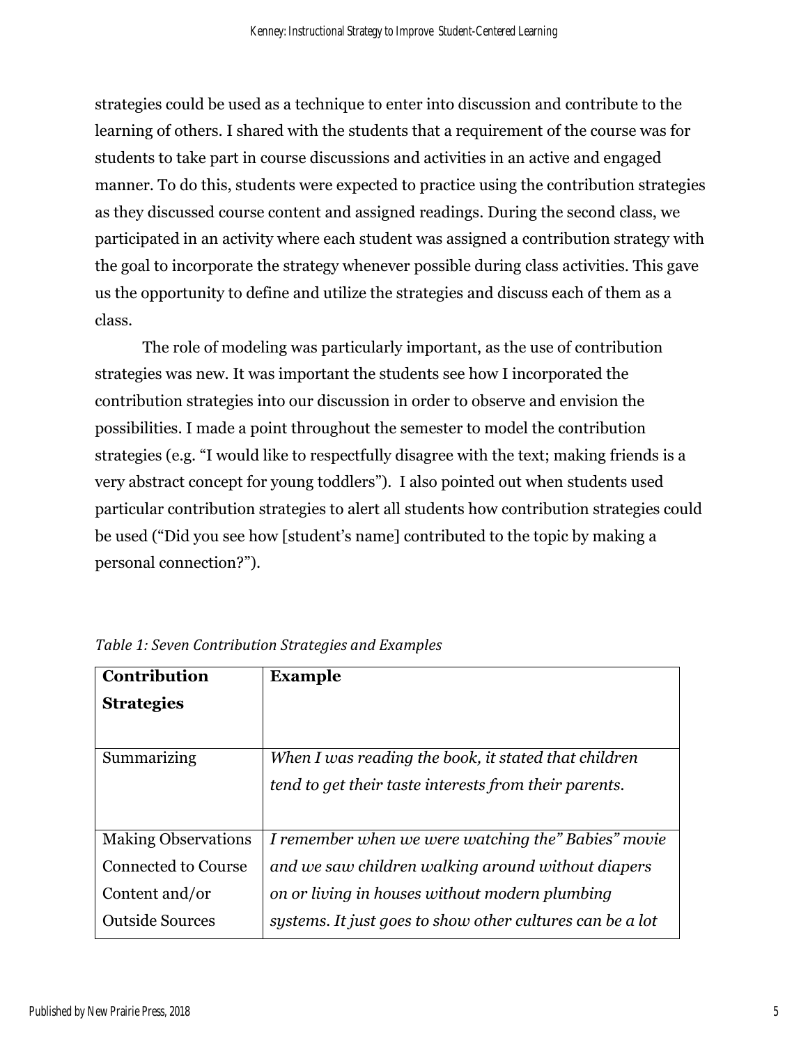strategies could be used as a technique to enter into discussion and contribute to the learning of others. I shared with the students that a requirement of the course was for students to take part in course discussions and activities in an active and engaged manner. To do this, students were expected to practice using the contribution strategies as they discussed course content and assigned readings. During the second class, we participated in an activity where each student was assigned a contribution strategy with the goal to incorporate the strategy whenever possible during class activities. This gave us the opportunity to define and utilize the strategies and discuss each of them as a class.

The role of modeling was particularly important, as the use of contribution strategies was new. It was important the students see how I incorporated the contribution strategies into our discussion in order to observe and envision the possibilities. I made a point throughout the semester to model the contribution strategies (e.g. "I would like to respectfully disagree with the text; making friends is a very abstract concept for young toddlers"). I also pointed out when students used particular contribution strategies to alert all students how contribution strategies could be used ("Did you see how [student's name] contributed to the topic by making a personal connection?").

*Table 1: Seven Contribution Strategies and Examples*

| **Contribution Strategies** | **Example** |
| --- | --- |
| Summarizing | *When I was reading the book, it stated that children tend to get their taste interests from their parents.* |
| Making Observations Connected to Course Content and/or Outside Sources | *I remember when we were watching the" Babies" movie and we saw children walking around without diapers on or living in houses without modern plumbing systems. It just goes to show other cultures can be a lot* |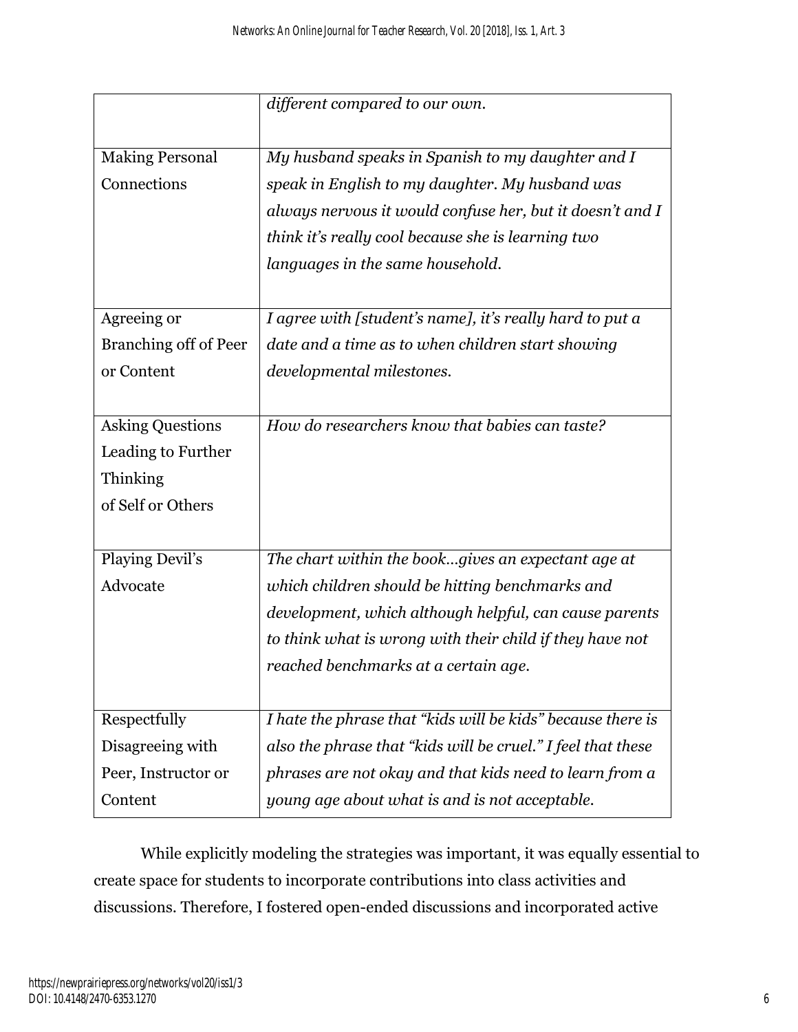| | |
|---|---|
| | *different compared to our own.* |
| Making Personal Connections | *My husband speaks in Spanish to my daughter and I speak in English to my daughter. My husband was always nervous it would confuse her, but it doesn't and I think it's really cool because she is learning two languages in the same household.* |
| Agreeing or Branching off of Peer or Content | *I agree with [student's name], it's really hard to put a date and a time as to when children start showing developmental milestones.* |
| Asking Questions Leading to Further Thinking of Self or Others | *How do researchers know that babies can taste?* |
| Playing Devil's Advocate | *The chart within the book…gives an expectant age at which children should be hitting benchmarks and development, which although helpful, can cause parents to think what is wrong with their child if they have not reached benchmarks at a certain age.* |
| Respectfully Disagreeing with Peer, Instructor or Content | *I hate the phrase that "kids will be kids" because there is also the phrase that "kids will be cruel." I feel that these phrases are not okay and that kids need to learn from a young age about what is and is not acceptable.* |

While explicitly modeling the strategies was important, it was equally essential to create space for students to incorporate contributions into class activities and discussions. Therefore, I fostered open-ended discussions and incorporated active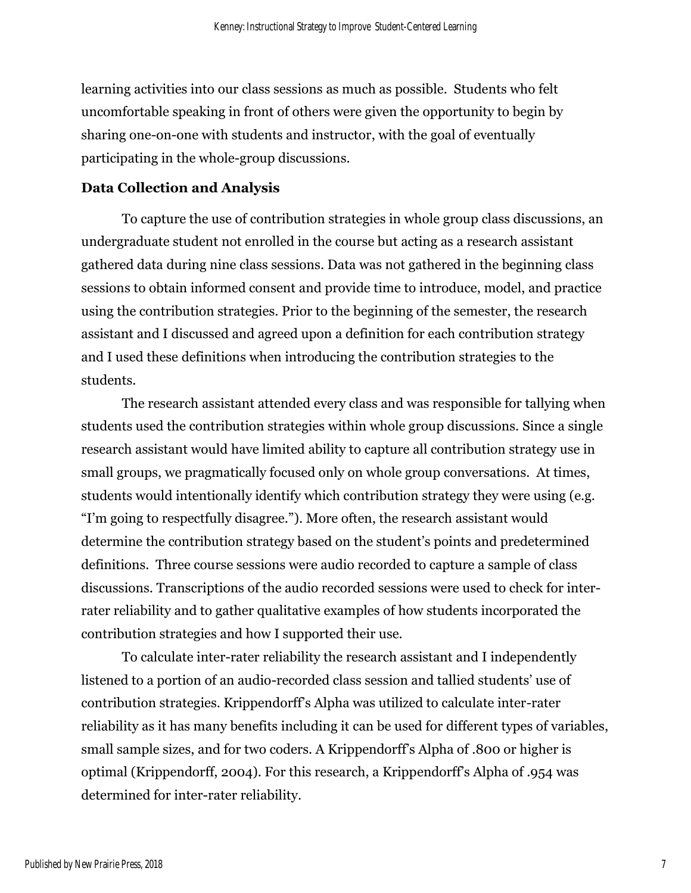learning activities into our class sessions as much as possible. Students who felt uncomfortable speaking in front of others were given the opportunity to begin by sharing one-on-one with students and instructor, with the goal of eventually participating in the whole-group discussions.

### Data Collection and Analysis

To capture the use of contribution strategies in whole group class discussions, an undergraduate student not enrolled in the course but acting as a research assistant gathered data during nine class sessions. Data was not gathered in the beginning class sessions to obtain informed consent and provide time to introduce, model, and practice using the contribution strategies. Prior to the beginning of the semester, the research assistant and I discussed and agreed upon a definition for each contribution strategy and I used these definitions when introducing the contribution strategies to the students.

The research assistant attended every class and was responsible for tallying when students used the contribution strategies within whole group discussions. Since a single research assistant would have limited ability to capture all contribution strategy use in small groups, we pragmatically focused only on whole group conversations. At times, students would intentionally identify which contribution strategy they were using (e.g. "I'm going to respectfully disagree."). More often, the research assistant would determine the contribution strategy based on the student's points and predetermined definitions. Three course sessions were audio recorded to capture a sample of class discussions. Transcriptions of the audio recorded sessions were used to check for inter-rater reliability and to gather qualitative examples of how students incorporated the contribution strategies and how I supported their use.

To calculate inter-rater reliability the research assistant and I independently listened to a portion of an audio-recorded class session and tallied students' use of contribution strategies. Krippendorff's Alpha was utilized to calculate inter-rater reliability as it has many benefits including it can be used for different types of variables, small sample sizes, and for two coders. A Krippendorff's Alpha of .800 or higher is optimal (Krippendorff, 2004). For this research, a Krippendorff's Alpha of .954 was determined for inter-rater reliability.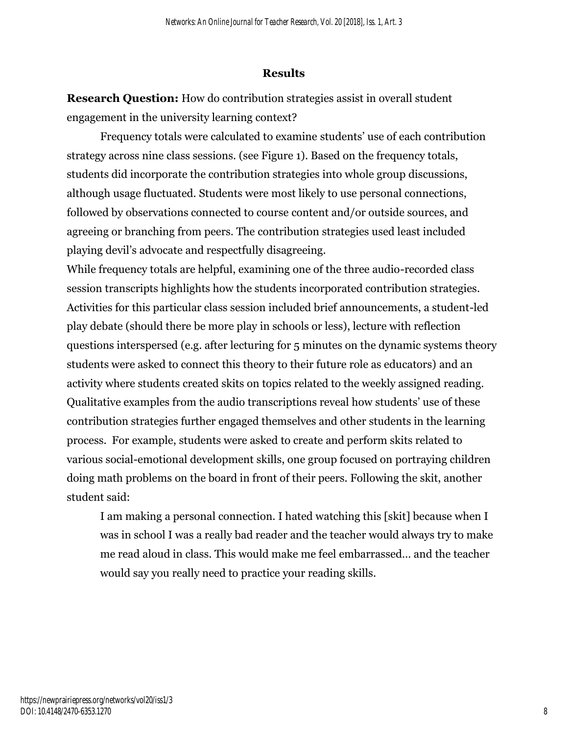## Results

**Research Question:** How do contribution strategies assist in overall student engagement in the university learning context?

Frequency totals were calculated to examine students' use of each contribution strategy across nine class sessions. (see Figure 1). Based on the frequency totals, students did incorporate the contribution strategies into whole group discussions, although usage fluctuated. Students were most likely to use personal connections, followed by observations connected to course content and/or outside sources, and agreeing or branching from peers. The contribution strategies used least included playing devil's advocate and respectfully disagreeing.

While frequency totals are helpful, examining one of the three audio-recorded class session transcripts highlights how the students incorporated contribution strategies. Activities for this particular class session included brief announcements, a student-led play debate (should there be more play in schools or less), lecture with reflection questions interspersed (e.g. after lecturing for 5 minutes on the dynamic systems theory students were asked to connect this theory to their future role as educators) and an activity where students created skits on topics related to the weekly assigned reading. Qualitative examples from the audio transcriptions reveal how students' use of these contribution strategies further engaged themselves and other students in the learning process. For example, students were asked to create and perform skits related to various social-emotional development skills, one group focused on portraying children doing math problems on the board in front of their peers. Following the skit, another student said:

> I am making a personal connection. I hated watching this [skit] because when I was in school I was a really bad reader and the teacher would always try to make me read aloud in class. This would make me feel embarrassed… and the teacher would say you really need to practice your reading skills.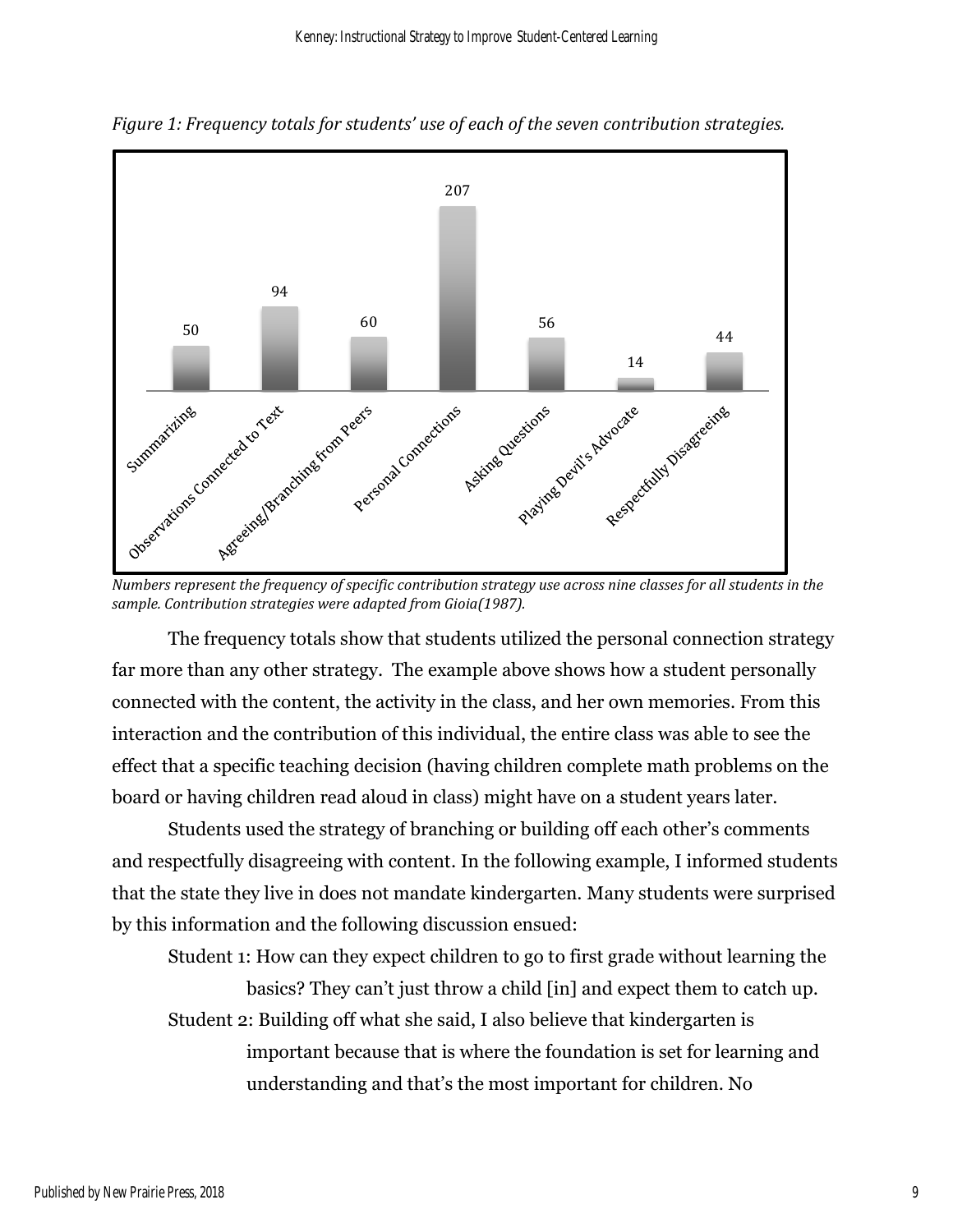*Figure 1: Frequency totals for students' use of each of the seven contribution strategies.*

| Strategy | Frequency |
|---|---|
| Summarizing | 50 |
| Observations Connected to Text | 94 |
| Agreeing/Branching from Peers | 60 |
| Personal Connections | 207 |
| Asking Questions | 56 |
| Playing Devil's Advocate | 14 |
| Respectfully Disagreeing | 44 |

*Numbers represent the frequency of specific contribution strategy use across nine classes for all students in the sample. Contribution strategies were adapted from Gioia(1987).*

The frequency totals show that students utilized the personal connection strategy far more than any other strategy. The example above shows how a student personally connected with the content, the activity in the class, and her own memories. From this interaction and the contribution of this individual, the entire class was able to see the effect that a specific teaching decision (having children complete math problems on the board or having children read aloud in class) might have on a student years later.

Students used the strategy of branching or building off each other's comments and respectfully disagreeing with content. In the following example, I informed students that the state they live in does not mandate kindergarten. Many students were surprised by this information and the following discussion ensued:

> Student 1: How can they expect children to go to first grade without learning the basics? They can't just throw a child [in] and expect them to catch up.
>
> Student 2: Building off what she said, I also believe that kindergarten is important because that is where the foundation is set for learning and understanding and that's the most important for children. No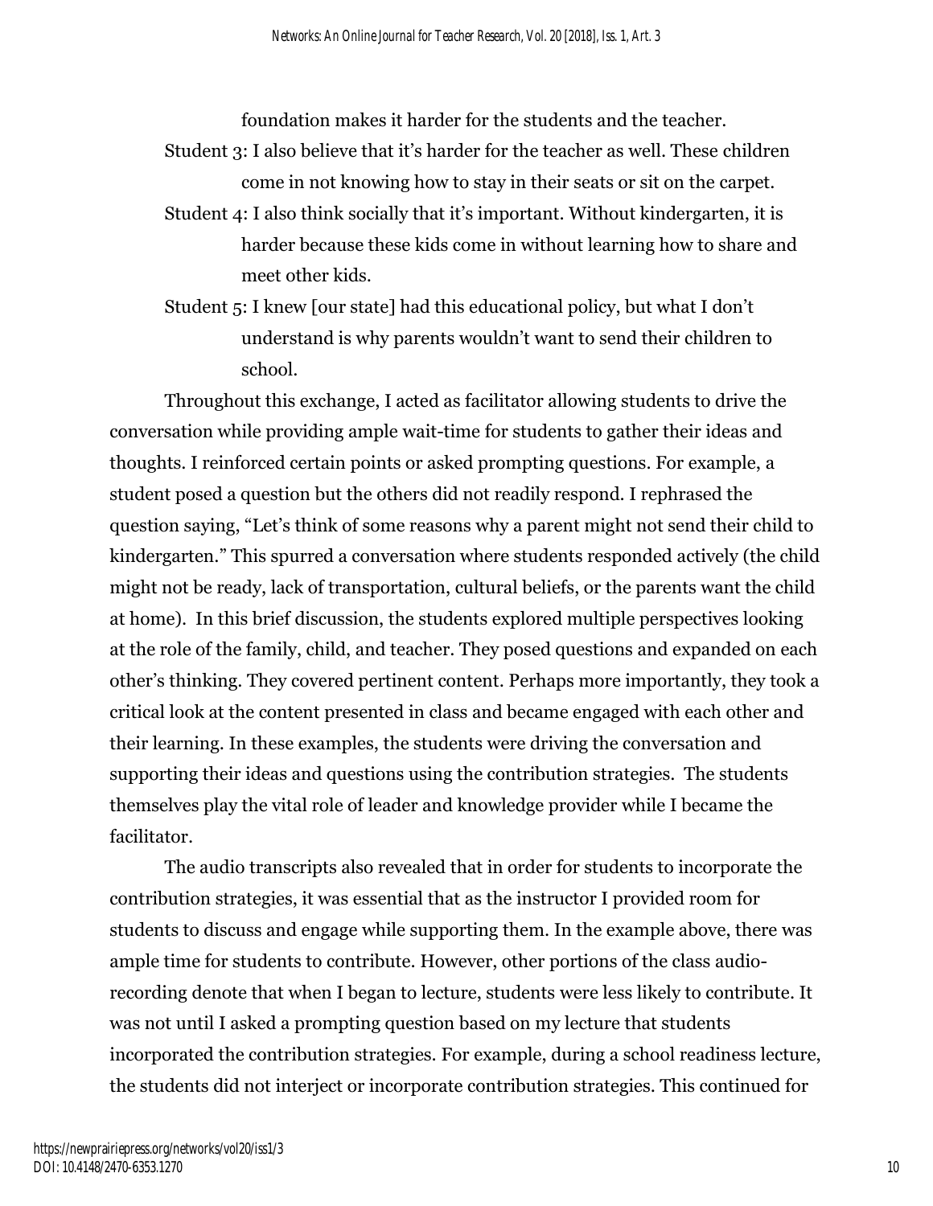foundation makes it harder for the students and the teacher.

Student 3: I also believe that it's harder for the teacher as well. These children come in not knowing how to stay in their seats or sit on the carpet.

Student 4: I also think socially that it's important. Without kindergarten, it is harder because these kids come in without learning how to share and meet other kids.

Student 5: I knew [our state] had this educational policy, but what I don't understand is why parents wouldn't want to send their children to school.

Throughout this exchange, I acted as facilitator allowing students to drive the conversation while providing ample wait-time for students to gather their ideas and thoughts. I reinforced certain points or asked prompting questions. For example, a student posed a question but the others did not readily respond. I rephrased the question saying, "Let's think of some reasons why a parent might not send their child to kindergarten." This spurred a conversation where students responded actively (the child might not be ready, lack of transportation, cultural beliefs, or the parents want the child at home). In this brief discussion, the students explored multiple perspectives looking at the role of the family, child, and teacher. They posed questions and expanded on each other's thinking. They covered pertinent content. Perhaps more importantly, they took a critical look at the content presented in class and became engaged with each other and their learning. In these examples, the students were driving the conversation and supporting their ideas and questions using the contribution strategies. The students themselves play the vital role of leader and knowledge provider while I became the facilitator.

The audio transcripts also revealed that in order for students to incorporate the contribution strategies, it was essential that as the instructor I provided room for students to discuss and engage while supporting them. In the example above, there was ample time for students to contribute. However, other portions of the class audio-recording denote that when I began to lecture, students were less likely to contribute. It was not until I asked a prompting question based on my lecture that students incorporated the contribution strategies. For example, during a school readiness lecture, the students did not interject or incorporate contribution strategies. This continued for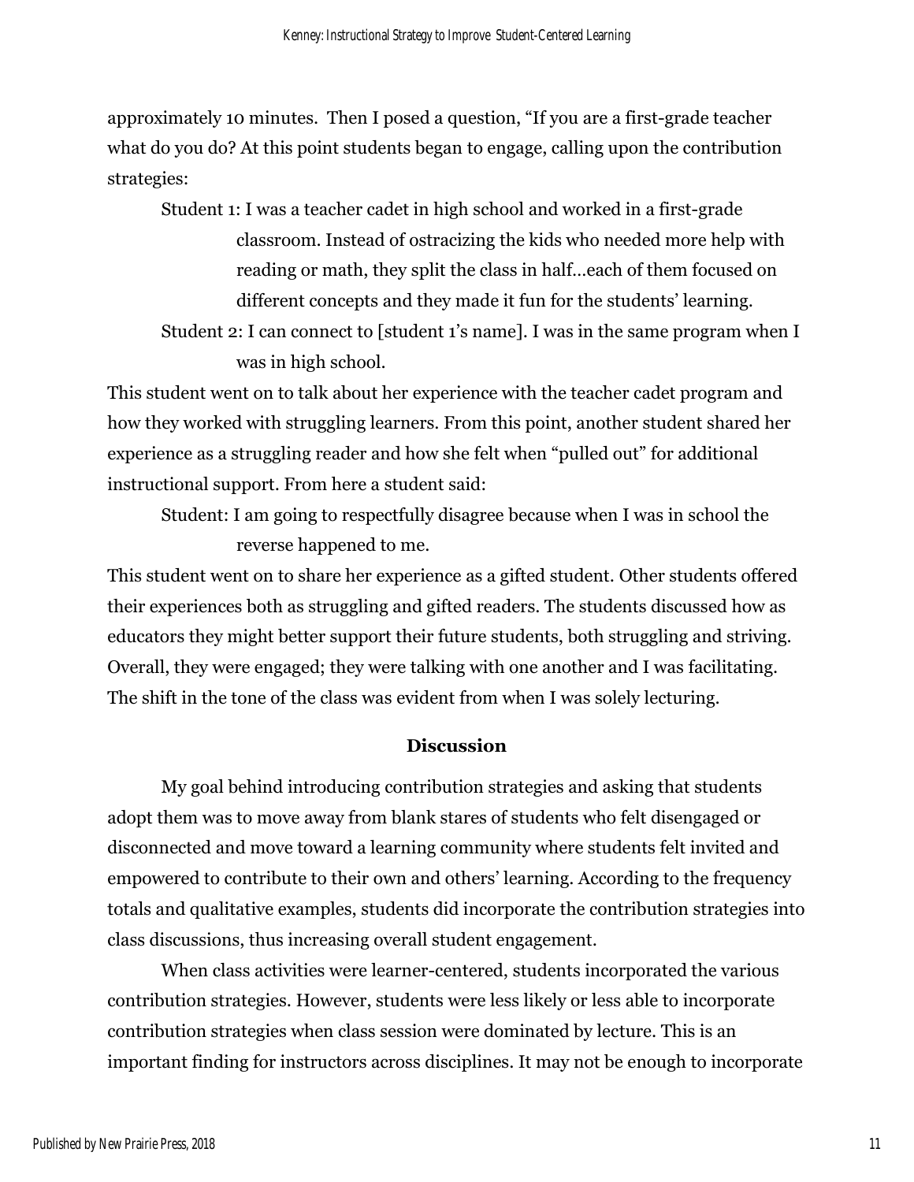approximately 10 minutes. Then I posed a question, "If you are a first-grade teacher what do you do? At this point students began to engage, calling upon the contribution strategies:

> Student 1: I was a teacher cadet in high school and worked in a first-grade classroom. Instead of ostracizing the kids who needed more help with reading or math, they split the class in half…each of them focused on different concepts and they made it fun for the students' learning.
>
> Student 2: I can connect to [student 1's name]. I was in the same program when I was in high school.

This student went on to talk about her experience with the teacher cadet program and how they worked with struggling learners. From this point, another student shared her experience as a struggling reader and how she felt when "pulled out" for additional instructional support. From here a student said:

> Student: I am going to respectfully disagree because when I was in school the reverse happened to me.

This student went on to share her experience as a gifted student. Other students offered their experiences both as struggling and gifted readers. The students discussed how as educators they might better support their future students, both struggling and striving. Overall, they were engaged; they were talking with one another and I was facilitating. The shift in the tone of the class was evident from when I was solely lecturing.

## Discussion

My goal behind introducing contribution strategies and asking that students adopt them was to move away from blank stares of students who felt disengaged or disconnected and move toward a learning community where students felt invited and empowered to contribute to their own and others' learning. According to the frequency totals and qualitative examples, students did incorporate the contribution strategies into class discussions, thus increasing overall student engagement.

When class activities were learner-centered, students incorporated the various contribution strategies. However, students were less likely or less able to incorporate contribution strategies when class session were dominated by lecture. This is an important finding for instructors across disciplines. It may not be enough to incorporate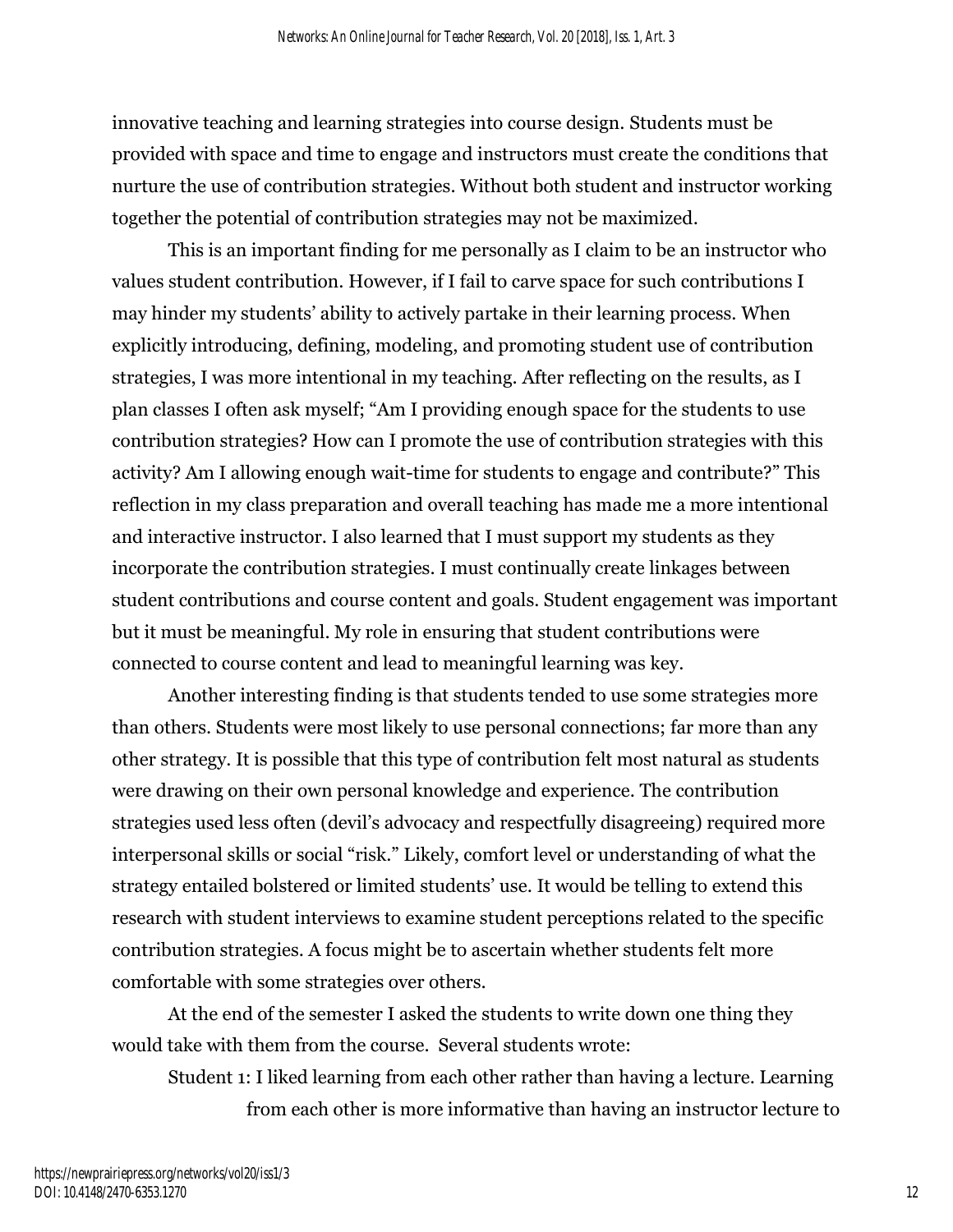innovative teaching and learning strategies into course design. Students must be provided with space and time to engage and instructors must create the conditions that nurture the use of contribution strategies. Without both student and instructor working together the potential of contribution strategies may not be maximized.

This is an important finding for me personally as I claim to be an instructor who values student contribution. However, if I fail to carve space for such contributions I may hinder my students' ability to actively partake in their learning process. When explicitly introducing, defining, modeling, and promoting student use of contribution strategies, I was more intentional in my teaching. After reflecting on the results, as I plan classes I often ask myself; "Am I providing enough space for the students to use contribution strategies? How can I promote the use of contribution strategies with this activity? Am I allowing enough wait-time for students to engage and contribute?" This reflection in my class preparation and overall teaching has made me a more intentional and interactive instructor. I also learned that I must support my students as they incorporate the contribution strategies. I must continually create linkages between student contributions and course content and goals. Student engagement was important but it must be meaningful. My role in ensuring that student contributions were connected to course content and lead to meaningful learning was key.

Another interesting finding is that students tended to use some strategies more than others. Students were most likely to use personal connections; far more than any other strategy. It is possible that this type of contribution felt most natural as students were drawing on their own personal knowledge and experience. The contribution strategies used less often (devil's advocacy and respectfully disagreeing) required more interpersonal skills or social "risk." Likely, comfort level or understanding of what the strategy entailed bolstered or limited students' use. It would be telling to extend this research with student interviews to examine student perceptions related to the specific contribution strategies. A focus might be to ascertain whether students felt more comfortable with some strategies over others.

At the end of the semester I asked the students to write down one thing they would take with them from the course. Several students wrote:

Student 1: I liked learning from each other rather than having a lecture. Learning from each other is more informative than having an instructor lecture to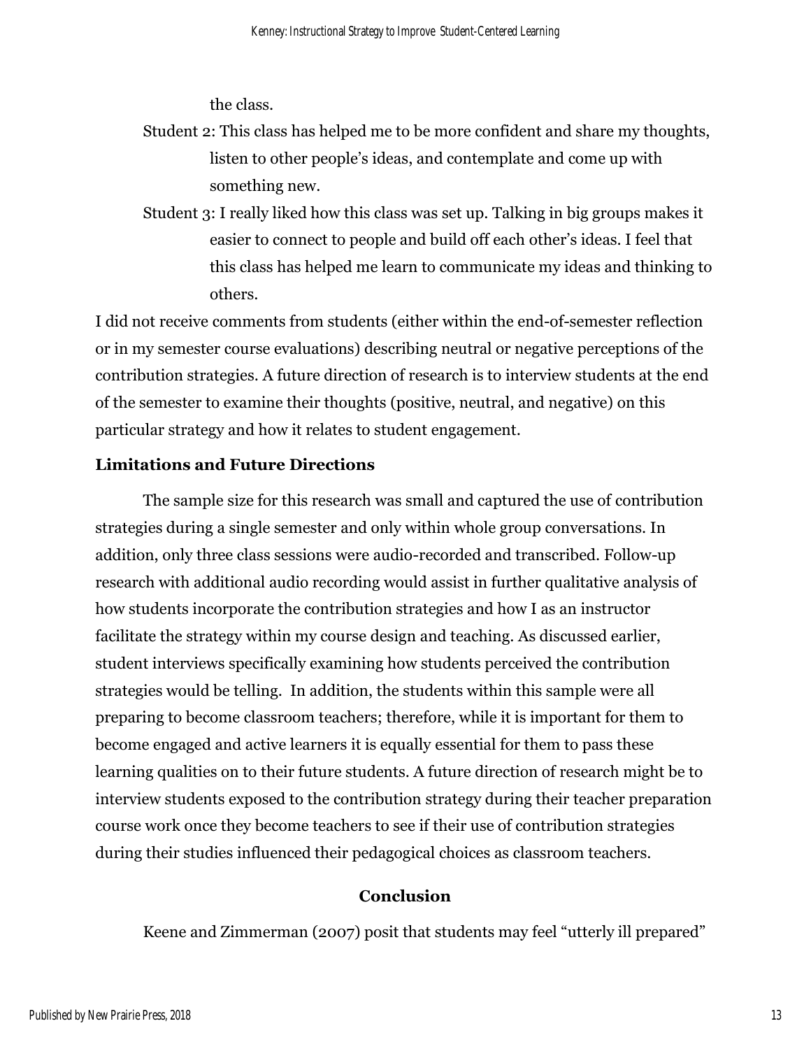the class.

> Student 2: This class has helped me to be more confident and share my thoughts, listen to other people's ideas, and contemplate and come up with something new.
>
> Student 3: I really liked how this class was set up. Talking in big groups makes it easier to connect to people and build off each other's ideas. I feel that this class has helped me learn to communicate my ideas and thinking to others.

I did not receive comments from students (either within the end-of-semester reflection or in my semester course evaluations) describing neutral or negative perceptions of the contribution strategies. A future direction of research is to interview students at the end of the semester to examine their thoughts (positive, neutral, and negative) on this particular strategy and how it relates to student engagement.

### Limitations and Future Directions

The sample size for this research was small and captured the use of contribution strategies during a single semester and only within whole group conversations. In addition, only three class sessions were audio-recorded and transcribed. Follow-up research with additional audio recording would assist in further qualitative analysis of how students incorporate the contribution strategies and how I as an instructor facilitate the strategy within my course design and teaching. As discussed earlier, student interviews specifically examining how students perceived the contribution strategies would be telling. In addition, the students within this sample were all preparing to become classroom teachers; therefore, while it is important for them to become engaged and active learners it is equally essential for them to pass these learning qualities on to their future students. A future direction of research might be to interview students exposed to the contribution strategy during their teacher preparation course work once they become teachers to see if their use of contribution strategies during their studies influenced their pedagogical choices as classroom teachers.

## Conclusion

Keene and Zimmerman (2007) posit that students may feel "utterly ill prepared"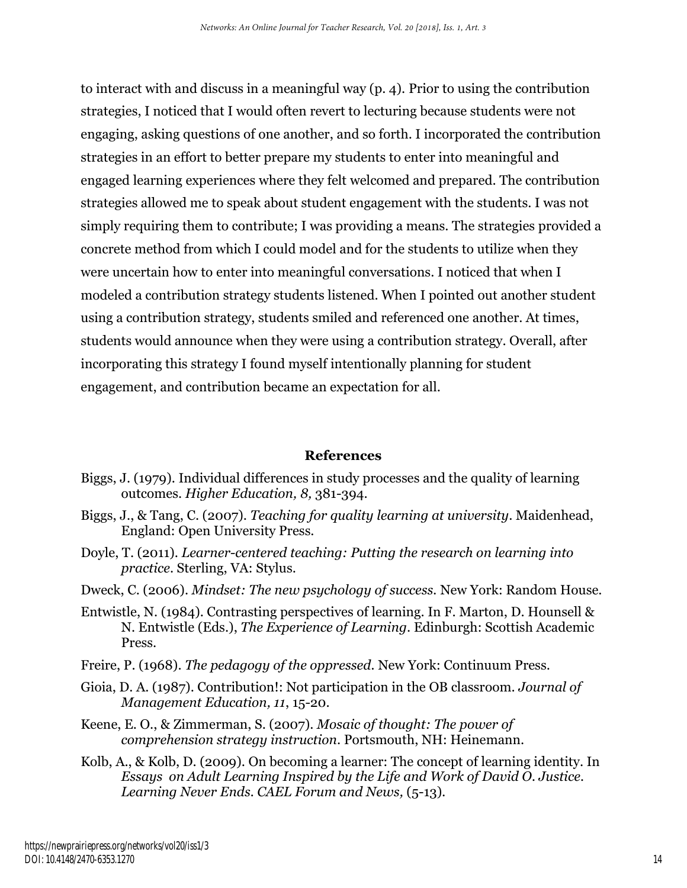to interact with and discuss in a meaningful way (p. 4). Prior to using the contribution strategies, I noticed that I would often revert to lecturing because students were not engaging, asking questions of one another, and so forth. I incorporated the contribution strategies in an effort to better prepare my students to enter into meaningful and engaged learning experiences where they felt welcomed and prepared. The contribution strategies allowed me to speak about student engagement with the students. I was not simply requiring them to contribute; I was providing a means. The strategies provided a concrete method from which I could model and for the students to utilize when they were uncertain how to enter into meaningful conversations. I noticed that when I modeled a contribution strategy students listened. When I pointed out another student using a contribution strategy, students smiled and referenced one another. At times, students would announce when they were using a contribution strategy. Overall, after incorporating this strategy I found myself intentionally planning for student engagement, and contribution became an expectation for all.

## References

Biggs, J. (1979). Individual differences in study processes and the quality of learning outcomes. *Higher Education, 8,* 381-394.

Biggs, J., & Tang, C. (2007). *Teaching for quality learning at university*. Maidenhead, England: Open University Press.

Doyle, T. (2011). *Learner-centered teaching: Putting the research on learning into practice*. Sterling, VA: Stylus.

Dweck, C. (2006). *Mindset: The new psychology of success*. New York: Random House.

Entwistle, N. (1984). Contrasting perspectives of learning. In F. Marton, D. Hounsell & N. Entwistle (Eds.), *The Experience of Learning*. Edinburgh: Scottish Academic Press.

Freire, P. (1968). *The pedagogy of the oppressed*. New York: Continuum Press.

Gioia, D. A. (1987). Contribution!: Not participation in the OB classroom. *Journal of Management Education, 11*, 15-20.

Keene, E. O., & Zimmerman, S. (2007). *Mosaic of thought: The power of comprehension strategy instruction*. Portsmouth, NH: Heinemann.

Kolb, A., & Kolb, D. (2009). On becoming a learner: The concept of learning identity. In *Essays on Adult Learning Inspired by the Life and Work of David O. Justice. Learning Never Ends. CAEL Forum and News,* (5-13).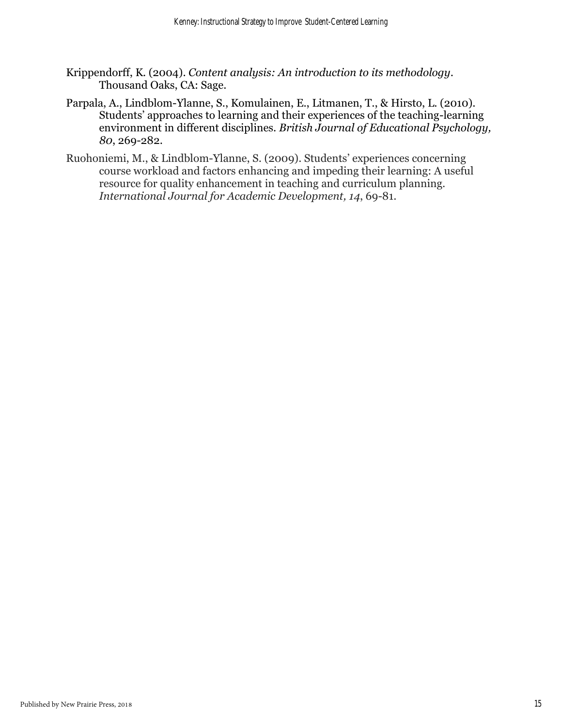Krippendorff, K. (2004). *Content analysis: An introduction to its methodology*. Thousand Oaks, CA: Sage.

Parpala, A., Lindblom-Ylanne, S., Komulainen, E., Litmanen, T., & Hirsto, L. (2010). Students' approaches to learning and their experiences of the teaching-learning environment in different disciplines. *British Journal of Educational Psychology, 80*, 269-282.

Ruohoniemi, M., & Lindblom-Ylanne, S. (2009). Students' experiences concerning course workload and factors enhancing and impeding their learning: A useful resource for quality enhancement in teaching and curriculum planning. *International Journal for Academic Development, 14*, 69-81.